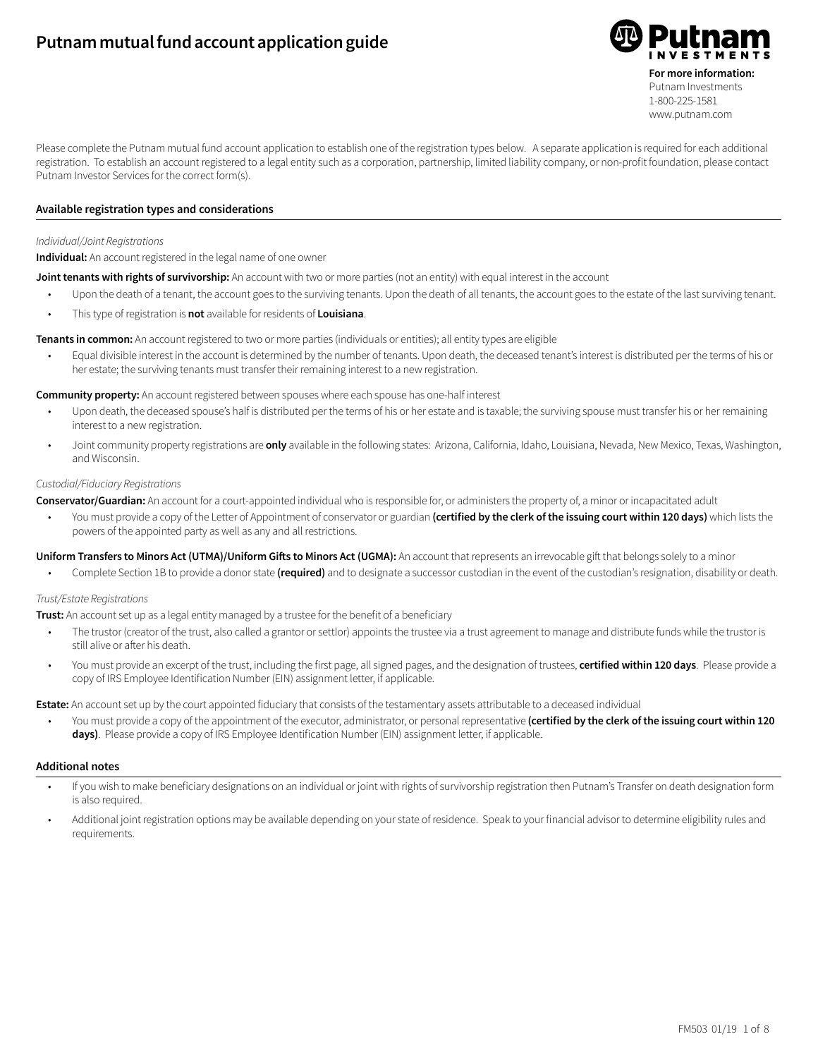# Putnam mutual fund account application guide

**For more information:**
Putnam Investments
1-800-225-1581
www.putnam.com

Please complete the Putnam mutual fund account application to establish one of the registration types below. A separate application is required for each additional registration. To establish an account registered to a legal entity such as a corporation, partnership, limited liability company, or non-profit foundation, please contact Putnam Investor Services for the correct form(s).

## Available registration types and considerations

*Individual/Joint Registrations*

**Individual:** An account registered in the legal name of one owner

**Joint tenants with rights of survivorship:** An account with two or more parties (not an entity) with equal interest in the account

- Upon the death of a tenant, the account goes to the surviving tenants. Upon the death of all tenants, the account goes to the estate of the last surviving tenant.
- This type of registration is **not** available for residents of **Louisiana**.

**Tenants in common:** An account registered to two or more parties (individuals or entities); all entity types are eligible

- Equal divisible interest in the account is determined by the number of tenants. Upon death, the deceased tenant's interest is distributed per the terms of his or her estate; the surviving tenants must transfer their remaining interest to a new registration.

**Community property:** An account registered between spouses where each spouse has one-half interest

- Upon death, the deceased spouse's half is distributed per the terms of his or her estate and is taxable; the surviving spouse must transfer his or her remaining interest to a new registration.
- Joint community property registrations are **only** available in the following states: Arizona, California, Idaho, Louisiana, Nevada, New Mexico, Texas, Washington, and Wisconsin.

*Custodial/Fiduciary Registrations*

**Conservator/Guardian:** An account for a court-appointed individual who is responsible for, or administers the property of, a minor or incapacitated adult

- You must provide a copy of the Letter of Appointment of conservator or guardian **(certified by the clerk of the issuing court within 120 days)** which lists the powers of the appointed party as well as any and all restrictions.

**Uniform Transfers to Minors Act (UTMA)/Uniform Gifts to Minors Act (UGMA):** An account that represents an irrevocable gift that belongs solely to a minor

- Complete Section 1B to provide a donor state **(required)** and to designate a successor custodian in the event of the custodian's resignation, disability or death.

*Trust/Estate Registrations*

**Trust:** An account set up as a legal entity managed by a trustee for the benefit of a beneficiary

- The trustor (creator of the trust, also called a grantor or settlor) appoints the trustee via a trust agreement to manage and distribute funds while the trustor is still alive or after his death.
- You must provide an excerpt of the trust, including the first page, all signed pages, and the designation of trustees, **certified within 120 days**. Please provide a copy of IRS Employee Identification Number (EIN) assignment letter, if applicable.

**Estate:** An account set up by the court appointed fiduciary that consists of the testamentary assets attributable to a deceased individual

- You must provide a copy of the appointment of the executor, administrator, or personal representative **(certified by the clerk of the issuing court within 120 days)**. Please provide a copy of IRS Employee Identification Number (EIN) assignment letter, if applicable.

## Additional notes

- If you wish to make beneficiary designations on an individual or joint with rights of survivorship registration then Putnam's Transfer on death designation form is also required.
- Additional joint registration options may be available depending on your state of residence. Speak to your financial advisor to determine eligibility rules and requirements.

FM503 01/19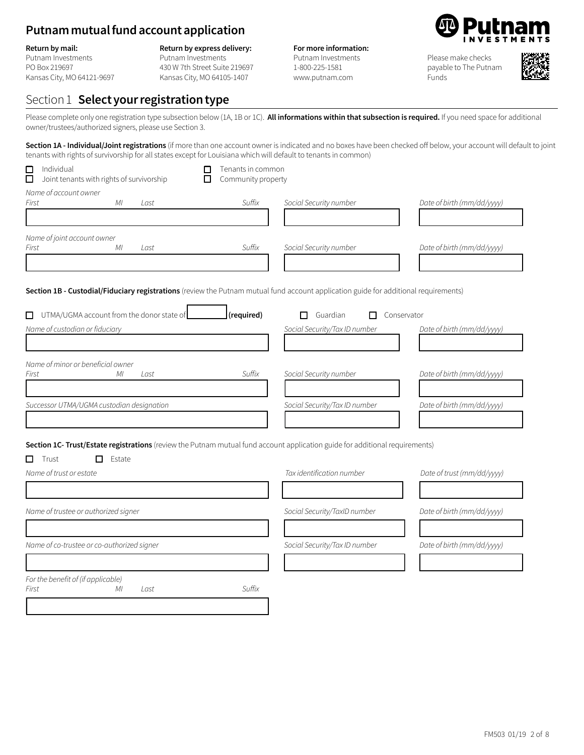# Putnam mutual fund account application

**Return by mail:**
Putnam Investments
PO Box 219697
Kansas City, MO 64121-9697

**Return by express delivery:**
Putnam Investments
430 W 7th Street Suite 219697
Kansas City, MO 64105-1407

**For more information:**
Putnam Investments
1-800-225-1581
www.putnam.com

Please make checks payable to The Putnam Funds

## Section 1 **Select your registration type**

Please complete only one registration type subsection below (1A, 1B or 1C). **All informations within that subsection is required.** If you need space for additional owner/trustees/authorized signers, please use Section 3.

**Section 1A - Individual/Joint registrations** (if more than one account owner is indicated and no boxes have been checked off below, your account will default to joint tenants with rights of survivorship for all states except for Louisiana which will default to tenants in common)

☐ Individual
☐ Joint tenants with rights of survivorship
☐ Tenants in common
☐ Community property

*Name of account owner*

| *First* | *MI* | *Last* | *Suffix* | *Social Security number* | *Date of birth (mm/dd/yyyy)* |
|---|---|---|---|---|---|
| | | | | | |

*Name of joint account owner*

| *First* | *MI* | *Last* | *Suffix* | *Social Security number* | *Date of birth (mm/dd/yyyy)* |
|---|---|---|---|---|---|
| | | | | | |

**Section 1B - Custodial/Fiduciary registrations** (review the Putnam mutual fund account application guide for additional requirements)

☐ UTMA/UGMA account from the donor state of ________ **(required)**
☐ Guardian ☐ Conservator

| *Name of custodian or fiduciary* | *Social Security/Tax ID number* | *Date of birth (mm/dd/yyyy)* |
|---|---|---|
| | | |

*Name of minor or beneficial owner*

| *First* | *MI* | *Last* | *Suffix* | *Social Security number* | *Date of birth (mm/dd/yyyy)* |
|---|---|---|---|---|---|
| | | | | | |

| *Successor UTMA/UGMA custodian designation* | *Social Security/Tax ID number* | *Date of birth (mm/dd/yyyy)* |
|---|---|---|
| | | |

**Section 1C- Trust/Estate registrations** (review the Putnam mutual fund account application guide for additional requirements)

☐ Trust ☐ Estate

| *Name of trust or estate* | *Tax identification number* | *Date of trust (mm/dd/yyyy)* |
|---|---|---|
| | | |

| *Name of trustee or authorized signer* | *Social Security/TaxID number* | *Date of birth (mm/dd/yyyy)* |
|---|---|---|
| | | |

| *Name of co-trustee or co-authorized signer* | *Social Security/Tax ID number* | *Date of birth (mm/dd/yyyy)* |
|---|---|---|
| | | |

*For the benefit of (if applicable)*

| *First* | *MI* | *Last* | *Suffix* |
|---|---|---|---|
| | | | |

FM503 01/19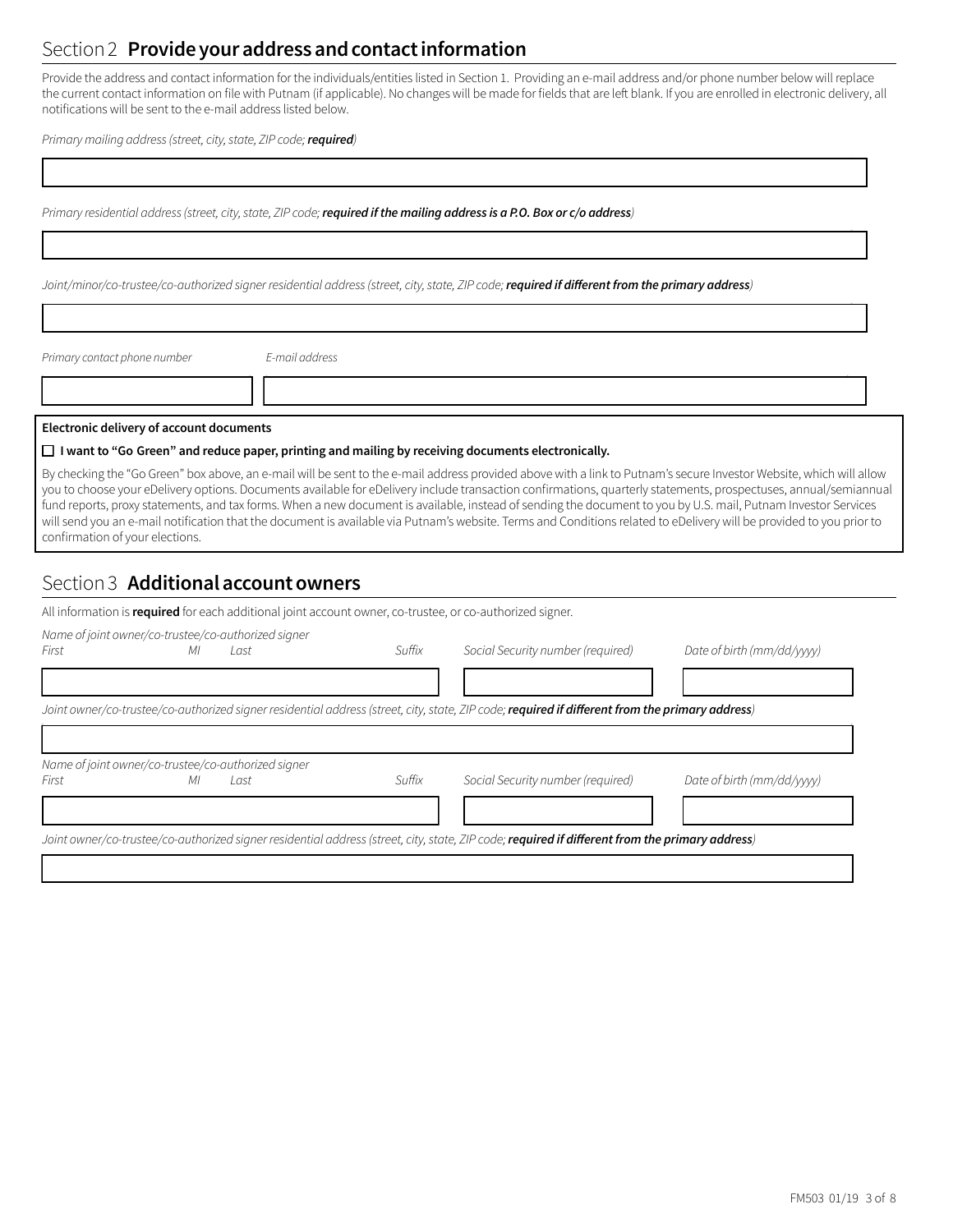## Section 2 **Provide your address and contact information**

Provide the address and contact information for the individuals/entities listed in Section 1. Providing an e-mail address and/or phone number below will replace the current contact information on file with Putnam (if applicable). No changes will be made for fields that are left blank. If you are enrolled in electronic delivery, all notifications will be sent to the e-mail address listed below.

*Primary mailing address (street, city, state, ZIP code;* ***required****)*

*Primary residential address (street, city, state, ZIP code;* ***required if the mailing address is a P.O. Box or c/o address****)*

*Joint/minor/co-trustee/co-authorized signer residential address (street, city, state, ZIP code;* ***required if different from the primary address****)*

*Primary contact phone number* | *E-mail address*

**Electronic delivery of account documents**

☐ **I want to "Go Green" and reduce paper, printing and mailing by receiving documents electronically.**

By checking the "Go Green" box above, an e-mail will be sent to the e-mail address provided above with a link to Putnam's secure Investor Website, which will allow you to choose your eDelivery options. Documents available for eDelivery include transaction confirmations, quarterly statements, prospectuses, annual/semiannual fund reports, proxy statements, and tax forms. When a new document is available, instead of sending the document to you by U.S. mail, Putnam Investor Services will send you an e-mail notification that the document is available via Putnam's website. Terms and Conditions related to eDelivery will be provided to you prior to confirmation of your elections.

## Section 3 **Additional account owners**

All information is **required** for each additional joint account owner, co-trustee, or co-authorized signer.

*Name of joint owner/co-trustee/co-authorized signer*

*First* | *MI* | *Last* | *Suffix* | *Social Security number (required)* | *Date of birth (mm/dd/yyyy)*

*Joint owner/co-trustee/co-authorized signer residential address (street, city, state, ZIP code;* ***required if different from the primary address****)*

*Name of joint owner/co-trustee/co-authorized signer*

*First* | *MI* | *Last* | *Suffix* | *Social Security number (required)* | *Date of birth (mm/dd/yyyy)*

*Joint owner/co-trustee/co-authorized signer residential address (street, city, state, ZIP code;* ***required if different from the primary address****)*

FM503 01/19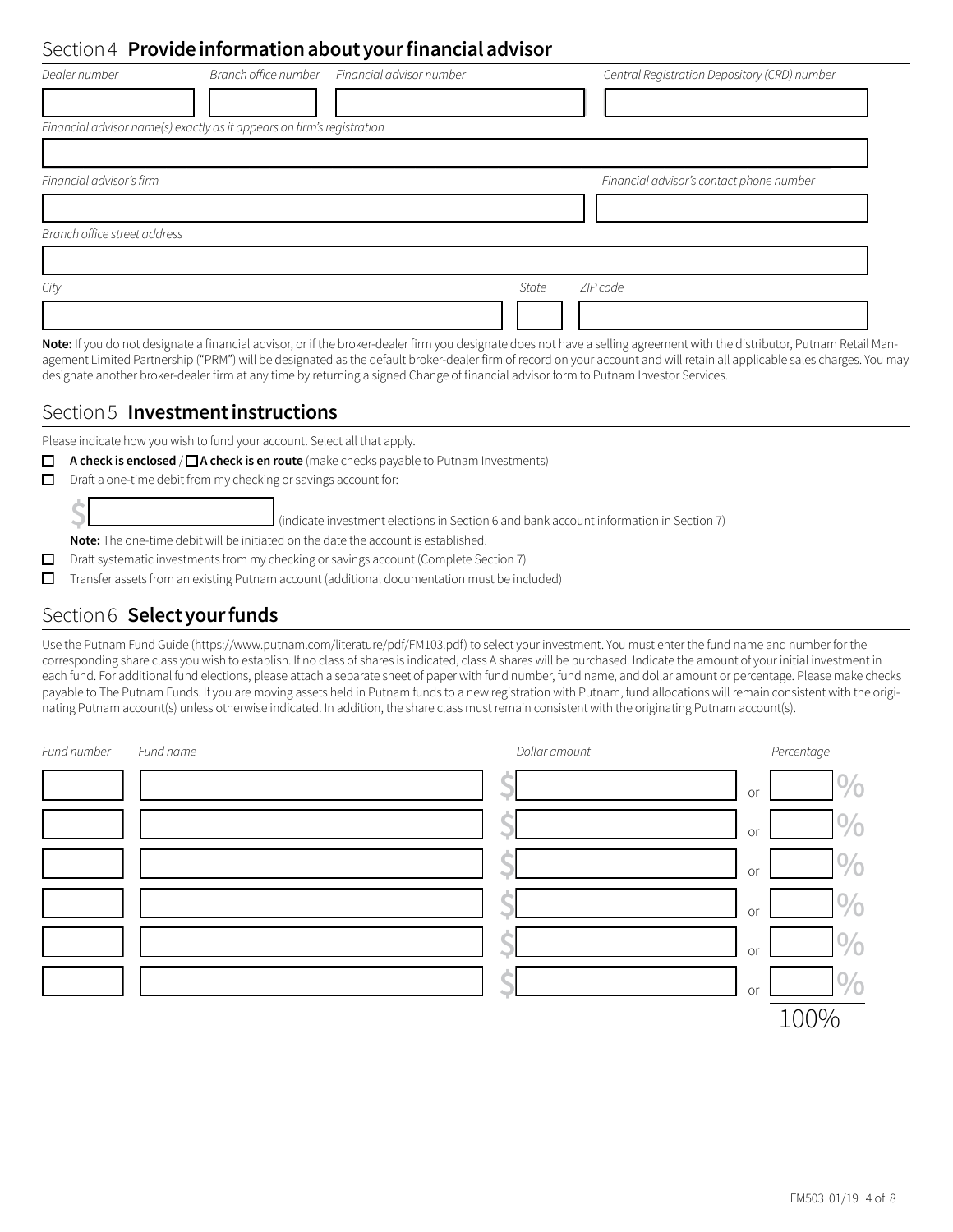## Section 4 **Provide information about your financial advisor**

| *Dealer number* | *Branch office number* | *Financial advisor number* | *Central Registration Depository (CRD) number* |
|---|---|---|---|
| | | | |

*Financial advisor name(s) exactly as it appears on firm's registration*

| *Financial advisor's firm* | *Financial advisor's contact phone number* |
|---|---|
| | |

*Branch office street address*

| *City* | *State* | *ZIP code* |
|---|---|---|
| | | |

**Note:** If you do not designate a financial advisor, or if the broker-dealer firm you designate does not have a selling agreement with the distributor, Putnam Retail Management Limited Partnership ("PRM") will be designated as the default broker-dealer firm of record on your account and will retain all applicable sales charges. You may designate another broker-dealer firm at any time by returning a signed Change of financial advisor form to Putnam Investor Services.

## Section 5 **Investment instructions**

Please indicate how you wish to fund your account. Select all that apply.

- ☐ **A check is enclosed** / ☐ **A check is en route** (make checks payable to Putnam Investments)
- ☐ Draft a one-time debit from my checking or savings account for:

  $ ______ (indicate investment elections in Section 6 and bank account information in Section 7)

  **Note:** The one-time debit will be initiated on the date the account is established.
- ☐ Draft systematic investments from my checking or savings account (Complete Section 7)
- ☐ Transfer assets from an existing Putnam account (additional documentation must be included)

## Section 6 **Select your funds**

Use the Putnam Fund Guide (https://www.putnam.com/literature/pdf/FM103.pdf) to select your investment. You must enter the fund name and number for the corresponding share class you wish to establish. If no class of shares is indicated, class A shares will be purchased. Indicate the amount of your initial investment in each fund. For additional fund elections, please attach a separate sheet of paper with fund number, fund name, and dollar amount or percentage. Please make checks payable to The Putnam Funds. If you are moving assets held in Putnam funds to a new registration with Putnam, fund allocations will remain consistent with the originating Putnam account(s) unless otherwise indicated. In addition, the share class must remain consistent with the originating Putnam account(s).

| *Fund number* | *Fund name* | *Dollar amount* | | *Percentage* |
|---|---|---|---|---|
| | | $ | or | % |
| | | $ | or | % |
| | | $ | or | % |
| | | $ | or | % |
| | | $ | or | % |
| | | $ | or | % |
| | | | | 100% |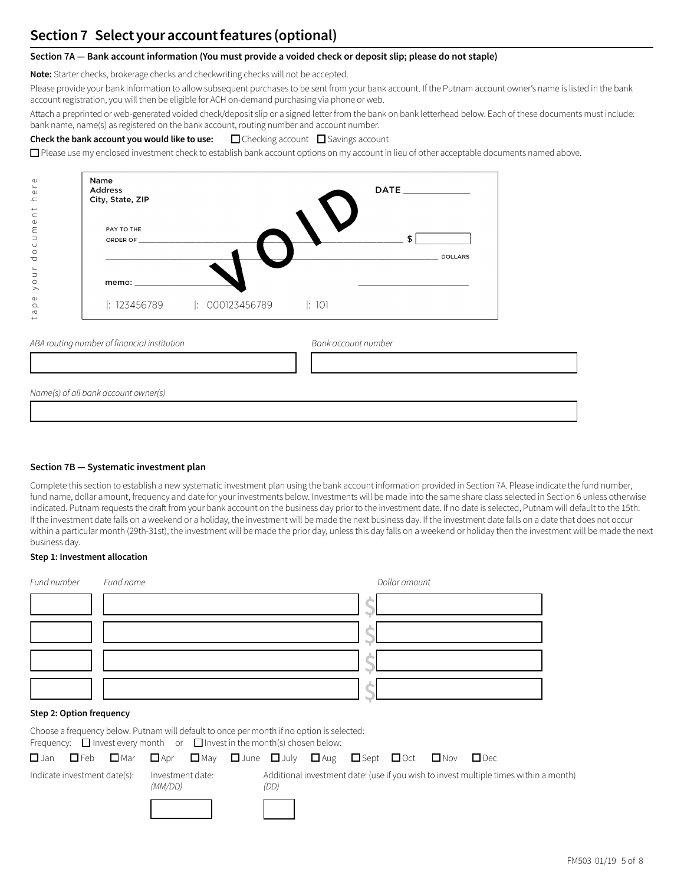## Section 7 Select your account features (optional)

**Section 7A — Bank account information (You must provide a voided check or deposit slip; please do not staple)**

**Note:** Starter checks, brokerage checks and checkwriting checks will not be accepted.

Please provide your bank information to allow subsequent purchases to be sent from your bank account. If the Putnam account owner's name is listed in the bank account registration, you will then be eligible for ACH on-demand purchasing via phone or web.

Attach a preprinted or web-generated voided check/deposit slip or a signed letter from the bank on bank letterhead below. Each of these documents must include: bank name, name(s) as registered on the bank account, routing number and account number.

**Check the bank account you would like to use:** ☐ Checking account ☐ Savings account

☐ Please use my enclosed investment check to establish bank account options on my account in lieu of other acceptable documents named above.

*tape your document here*

Name
Address
City, State, ZIP

DATE ____________

PAY TO THE ORDER OF ______________________________ $ [ ]

______________________________ DOLLARS

memo: ____________ ____________

VOID

|: 123456789 |: 000123456789 |: 101

*ABA routing number of financial institution* [ ]

*Bank account number* [ ]

*Name(s) of all bank account owner(s)* [ ]

**Section 7B — Systematic investment plan**

Complete this section to establish a new systematic investment plan using the bank account information provided in Section 7A. Please indicate the fund number, fund name, dollar amount, frequency and date for your investments below. Investments will be made into the same share class selected in Section 6 unless otherwise indicated. Putnam requests the draft from your bank account on the business day prior to the investment date. If no date is selected, Putnam will default to the 15th. If the investment date falls on a weekend or a holiday, the investment will be made the next business day. If the investment date falls on a date that does not occur within a particular month (29th-31st), the investment will be made the prior day, unless this day falls on a weekend or holiday then the investment will be made the next business day.

**Step 1: Investment allocation**

| *Fund number* | *Fund name* | *Dollar amount* |
|---|---|---|
| | | $ |
| | | $ |
| | | $ |
| | | $ |

**Step 2: Option frequency**

Choose a frequency below. Putnam will default to once per month if no option is selected:
Frequency: ☐ Invest every month or ☐ Invest in the month(s) chosen below:

☐ Jan ☐ Feb ☐ Mar ☐ Apr ☐ May ☐ June ☐ July ☐ Aug ☐ Sept ☐ Oct ☐ Nov ☐ Dec

Indicate investment date(s): Investment date: *(MM/DD)* [ ] Additional investment date: (use if you wish to invest multiple times within a month) *(DD)* [ ]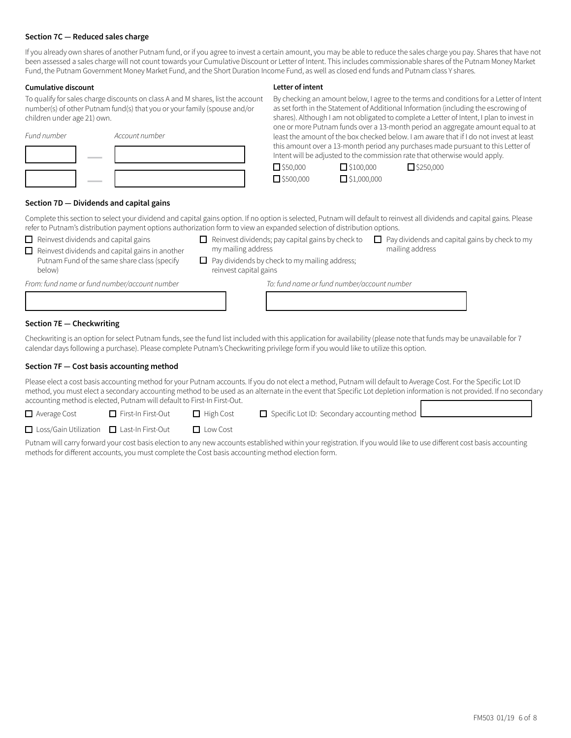**Section 7C — Reduced sales charge**

If you already own shares of another Putnam fund, or if you agree to invest a certain amount, you may be able to reduce the sales charge you pay. Shares that have not been assessed a sales charge will not count towards your Cumulative Discount or Letter of Intent. This includes commissionable shares of the Putnam Money Market Fund, the Putnam Government Money Market Fund, and the Short Duration Income Fund, as well as closed end funds and Putnam class Y shares.

**Cumulative discount**

To qualify for sales charge discounts on class A and M shares, list the account number(s) of other Putnam fund(s) that you or your family (spouse and/or children under age 21) own.

| *Fund number* | | *Account number* |
|---|---|---|
| | — | |
| | — | |

**Letter of intent**

By checking an amount below, I agree to the terms and conditions for a Letter of Intent as set forth in the Statement of Additional Information (including the escrowing of shares). Although I am not obligated to complete a Letter of Intent, I plan to invest in one or more Putnam funds over a 13-month period an aggregate amount equal to at least the amount of the box checked below. I am aware that if I do not invest at least this amount over a 13-month period any purchases made pursuant to this Letter of Intent will be adjusted to the commission rate that otherwise would apply.

- ☐ $50,000
- ☐ $100,000
- ☐ $250,000
- ☐ $500,000
- ☐ $1,000,000

**Section 7D — Dividends and capital gains**

Complete this section to select your dividend and capital gains option. If no option is selected, Putnam will default to reinvest all dividends and capital gains. Please refer to Putnam's distribution payment options authorization form to view an expanded selection of distribution options.

- ☐ Reinvest dividends and capital gains
- ☐ Reinvest dividends and capital gains in another Putnam Fund of the same share class (specify below)
- ☐ Reinvest dividends; pay capital gains by check to my mailing address
- ☐ Pay dividends by check to my mailing address; reinvest capital gains
- ☐ Pay dividends and capital gains by check to my mailing address

*From: fund name or fund number/account number* ______________________

*To: fund name or fund number/account number* ______________________

**Section 7E — Checkwriting**

Checkwriting is an option for select Putnam funds, see the fund list included with this application for availability (please note that funds may be unavailable for 7 calendar days following a purchase). Please complete Putnam's Checkwriting privilege form if you would like to utilize this option.

**Section 7F — Cost basis accounting method**

Please elect a cost basis accounting method for your Putnam accounts. If you do not elect a method, Putnam will default to Average Cost. For the Specific Lot ID method, you must elect a secondary accounting method to be used as an alternate in the event that Specific Lot depletion information is not provided. If no secondary accounting method is elected, Putnam will default to First-In First-Out.

- ☐ Average Cost
- ☐ First-In First-Out
- ☐ High Cost
- ☐ Specific Lot ID: Secondary accounting method ______________________
- ☐ Loss/Gain Utilization
- ☐ Last-In First-Out
- ☐ Low Cost

Putnam will carry forward your cost basis election to any new accounts established within your registration. If you would like to use different cost basis accounting methods for different accounts, you must complete the Cost basis accounting method election form.

FM503 01/19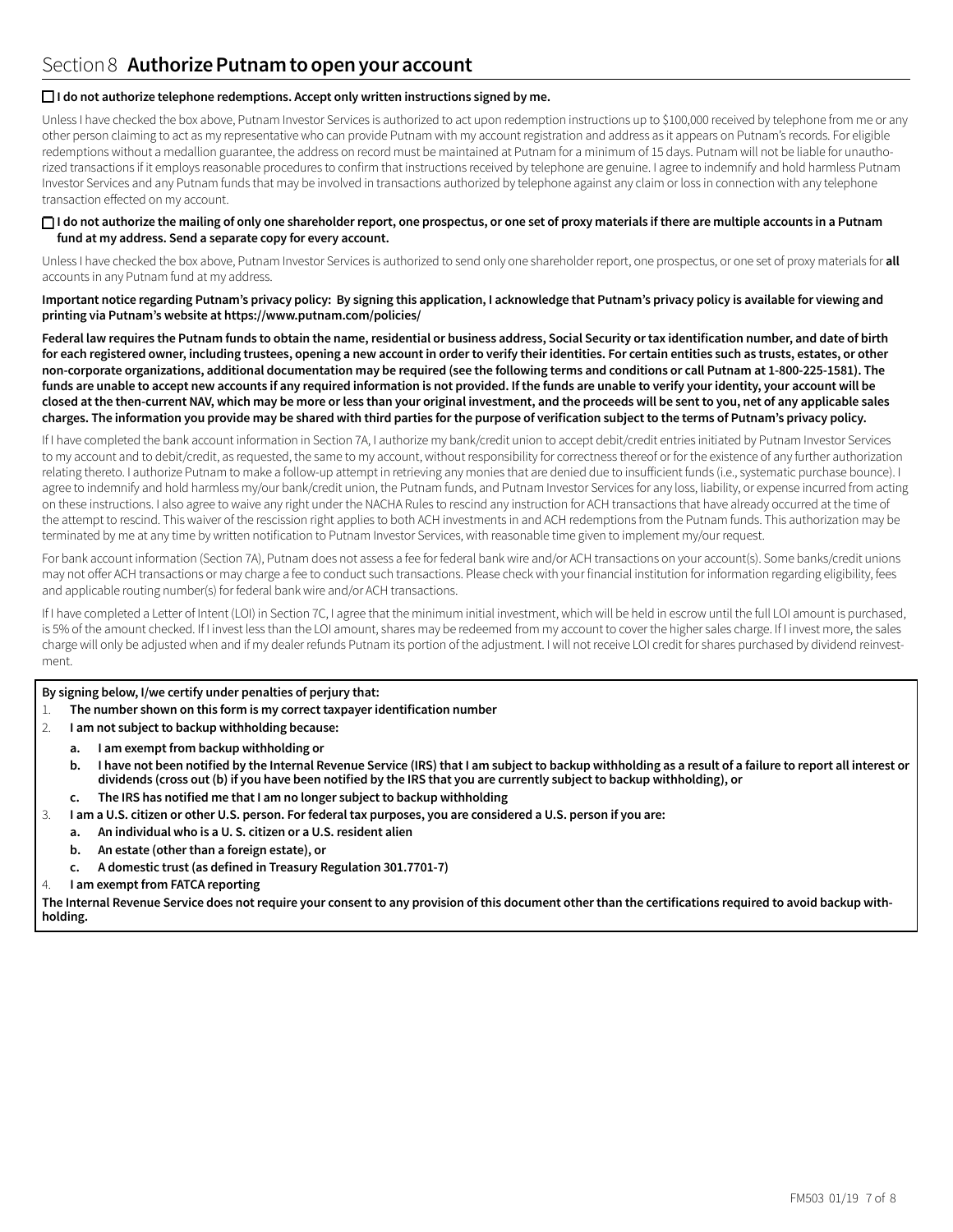## Section 8 **Authorize Putnam to open your account**

☐ **I do not authorize telephone redemptions. Accept only written instructions signed by me.**

Unless I have checked the box above, Putnam Investor Services is authorized to act upon redemption instructions up to $100,000 received by telephone from me or any other person claiming to act as my representative who can provide Putnam with my account registration and address as it appears on Putnam's records. For eligible redemptions without a medallion guarantee, the address on record must be maintained at Putnam for a minimum of 15 days. Putnam will not be liable for unauthorized transactions if it employs reasonable procedures to confirm that instructions received by telephone are genuine. I agree to indemnify and hold harmless Putnam Investor Services and any Putnam funds that may be involved in transactions authorized by telephone against any claim or loss in connection with any telephone transaction effected on my account.

☐ **I do not authorize the mailing of only one shareholder report, one prospectus, or one set of proxy materials if there are multiple accounts in a Putnam fund at my address. Send a separate copy for every account.**

Unless I have checked the box above, Putnam Investor Services is authorized to send only one shareholder report, one prospectus, or one set of proxy materials for **all** accounts in any Putnam fund at my address.

**Important notice regarding Putnam's privacy policy: By signing this application, I acknowledge that Putnam's privacy policy is available for viewing and printing via Putnam's website at https://www.putnam.com/policies/**

**Federal law requires the Putnam funds to obtain the name, residential or business address, Social Security or tax identification number, and date of birth for each registered owner, including trustees, opening a new account in order to verify their identities. For certain entities such as trusts, estates, or other non-corporate organizations, additional documentation may be required (see the following terms and conditions or call Putnam at 1-800-225-1581). The funds are unable to accept new accounts if any required information is not provided. If the funds are unable to verify your identity, your account will be closed at the then-current NAV, which may be more or less than your original investment, and the proceeds will be sent to you, net of any applicable sales charges. The information you provide may be shared with third parties for the purpose of verification subject to the terms of Putnam's privacy policy.**

If I have completed the bank account information in Section 7A, I authorize my bank/credit union to accept debit/credit entries initiated by Putnam Investor Services to my account and to debit/credit, as requested, the same to my account, without responsibility for correctness thereof or for the existence of any further authorization relating thereto. I authorize Putnam to make a follow-up attempt in retrieving any monies that are denied due to insufficient funds (i.e., systematic purchase bounce). I agree to indemnify and hold harmless my/our bank/credit union, the Putnam funds, and Putnam Investor Services for any loss, liability, or expense incurred from acting on these instructions. I also agree to waive any right under the NACHA Rules to rescind any instruction for ACH transactions that have already occurred at the time of the attempt to rescind. This waiver of the rescission right applies to both ACH investments in and ACH redemptions from the Putnam funds. This authorization may be terminated by me at any time by written notification to Putnam Investor Services, with reasonable time given to implement my/our request.

For bank account information (Section 7A), Putnam does not assess a fee for federal bank wire and/or ACH transactions on your account(s). Some banks/credit unions may not offer ACH transactions or may charge a fee to conduct such transactions. Please check with your financial institution for information regarding eligibility, fees and applicable routing number(s) for federal bank wire and/or ACH transactions.

If I have completed a Letter of Intent (LOI) in Section 7C, I agree that the minimum initial investment, which will be held in escrow until the full LOI amount is purchased, is 5% of the amount checked. If I invest less than the LOI amount, shares may be redeemed from my account to cover the higher sales charge. If I invest more, the sales charge will only be adjusted when and if my dealer refunds Putnam its portion of the adjustment. I will not receive LOI credit for shares purchased by dividend reinvestment.

**By signing below, I/we certify under penalties of perjury that:**

1. **The number shown on this form is my correct taxpayer identification number**
2. **I am not subject to backup withholding because:**
   - **a. I am exempt from backup withholding or**
   - **b. I have not been notified by the Internal Revenue Service (IRS) that I am subject to backup withholding as a result of a failure to report all interest or dividends (cross out (b) if you have been notified by the IRS that you are currently subject to backup withholding), or**
   - **c. The IRS has notified me that I am no longer subject to backup withholding**
3. **I am a U.S. citizen or other U.S. person. For federal tax purposes, you are considered a U.S. person if you are:**
   - **a. An individual who is a U. S. citizen or a U.S. resident alien**
   - **b. An estate (other than a foreign estate), or**
   - **c. A domestic trust (as defined in Treasury Regulation 301.7701-7)**
4. **I am exempt from FATCA reporting**

**The Internal Revenue Service does not require your consent to any provision of this document other than the certifications required to avoid backup withholding.**

FM503 01/19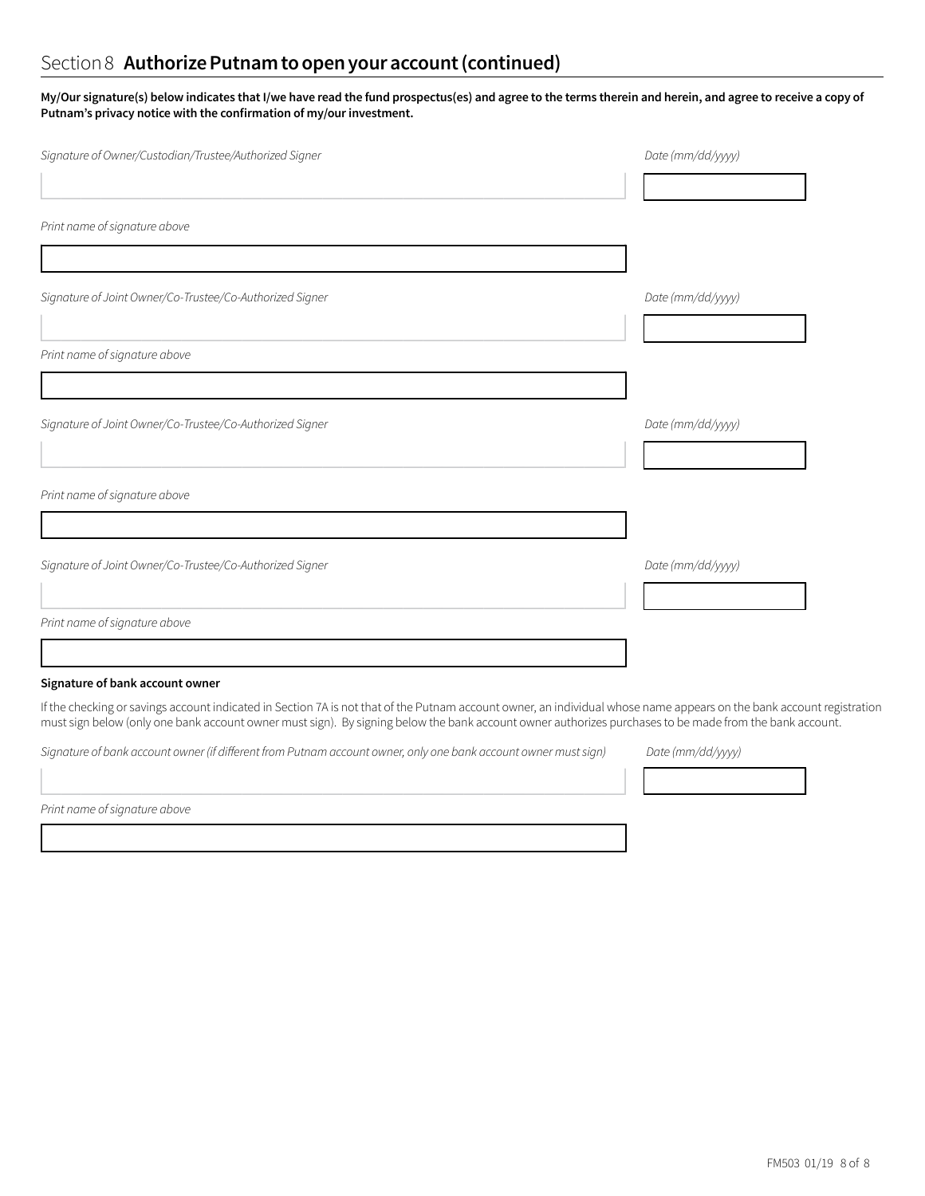## Section 8 **Authorize Putnam to open your account (continued)**

**My/Our signature(s) below indicates that I/we have read the fund prospectus(es) and agree to the terms therein and herein, and agree to receive a copy of Putnam's privacy notice with the confirmation of my/our investment.**

*Signature of Owner/Custodian/Trustee/Authorized Signer*

*Date (mm/dd/yyyy)*

*Print name of signature above*

*Signature of Joint Owner/Co-Trustee/Co-Authorized Signer*

*Date (mm/dd/yyyy)*

*Print name of signature above*

*Signature of Joint Owner/Co-Trustee/Co-Authorized Signer*

*Date (mm/dd/yyyy)*

*Print name of signature above*

*Signature of Joint Owner/Co-Trustee/Co-Authorized Signer*

*Date (mm/dd/yyyy)*

*Print name of signature above*

**Signature of bank account owner**

If the checking or savings account indicated in Section 7A is not that of the Putnam account owner, an individual whose name appears on the bank account registration must sign below (only one bank account owner must sign). By signing below the bank account owner authorizes purchases to be made from the bank account.

*Signature of bank account owner (if different from Putnam account owner, only one bank account owner must sign)*

*Date (mm/dd/yyyy)*

*Print name of signature above*

FM503 01/19